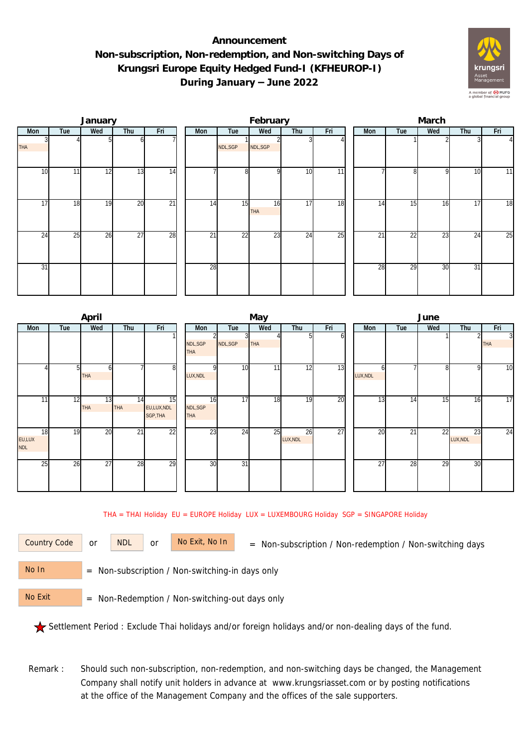# Announcement

## Non-subscription, Non-redemption, and Non-switching Days of Krungsri Europe Equity Hedged Fund-I (KFHEUROP-I) During January – June 2022

### January

| Mon | Tue | Wed | Thu | Fri |
|---|---|---|---|---|
| 3 THA | 4 | 5 | 6 | 7 |
| 10 | 11 | 12 | 13 | 14 |
| 17 | 18 | 19 | 20 | 21 |
| 24 | 25 | 26 | 27 | 28 |
| 31 | | | | |

### February

| Mon | Tue | Wed | Thu | Fri |
|---|---|---|---|---|
| | 1 NDL,SGP | 2 NDL,SGP | 3 | 4 |
| 7 | 8 | 9 | 10 | 11 |
| 14 | 15 | 16 THA | 17 | 18 |
| 21 | 22 | 23 | 24 | 25 |
| 28 | | | | |

### March

| Mon | Tue | Wed | Thu | Fri |
|---|---|---|---|---|
| | 1 | 2 | 3 | 4 |
| 7 | 8 | 9 | 10 | 11 |
| 14 | 15 | 16 | 17 | 18 |
| 21 | 22 | 23 | 24 | 25 |
| 28 | 29 | 30 | 31 | |

### April

| Mon | Tue | Wed | Thu | Fri |
|---|---|---|---|---|
| | | | | 1 |
| 4 | 5 | 6 THA | 7 | 8 |
| 11 | 12 | 13 THA | 14 THA | 15 EU,LUX,NDL SGP,THA |
| 18 EU,LUX NDL | 19 | 20 | 21 | 22 |
| 25 | 26 | 27 | 28 | 29 |

### May

| Mon | Tue | Wed | Thu | Fri |
|---|---|---|---|---|
| 2 NDL,SGP THA | 3 NDL,SGP | 4 THA | 5 | 6 |
| 9 LUX,NDL | 10 | 11 | 12 | 13 |
| 16 NDL,SGP THA | 17 | 18 | 19 | 20 |
| 23 | 24 | 25 | 26 LUX,NDL | 27 |
| 30 | 31 | | | |

### June

| Mon | Tue | Wed | Thu | Fri |
|---|---|---|---|---|
| | | 1 | 2 | 3 THA |
| 6 LUX,NDL | 7 | 8 | 9 | 10 |
| 13 | 14 | 15 | 16 | 17 |
| 20 | 21 | 22 | 23 LUX,NDL | 24 |
| 27 | 28 | 29 | 30 | |

THA = THAI Holiday EU = EUROPE Holiday LUX = LUXEMBOURG Holiday SGP = SINGAPORE Holiday

Country Code or NDL or No Exit, No In = Non-subscription / Non-redemption / Non-switching days

No In = Non-subscription / Non-switching-in days only

No Exit = Non-Redemption / Non-switching-out days only

★ Settlement Period : Exclude Thai holidays and/or foreign holidays and/or non-dealing days of the fund.

Remark : Should such non-subscription, non-redemption, and non-switching days be changed, the Management Company shall notify unit holders in advance at www.krungsriasset.com or by posting notifications at the office of the Management Company and the offices of the sale supporters.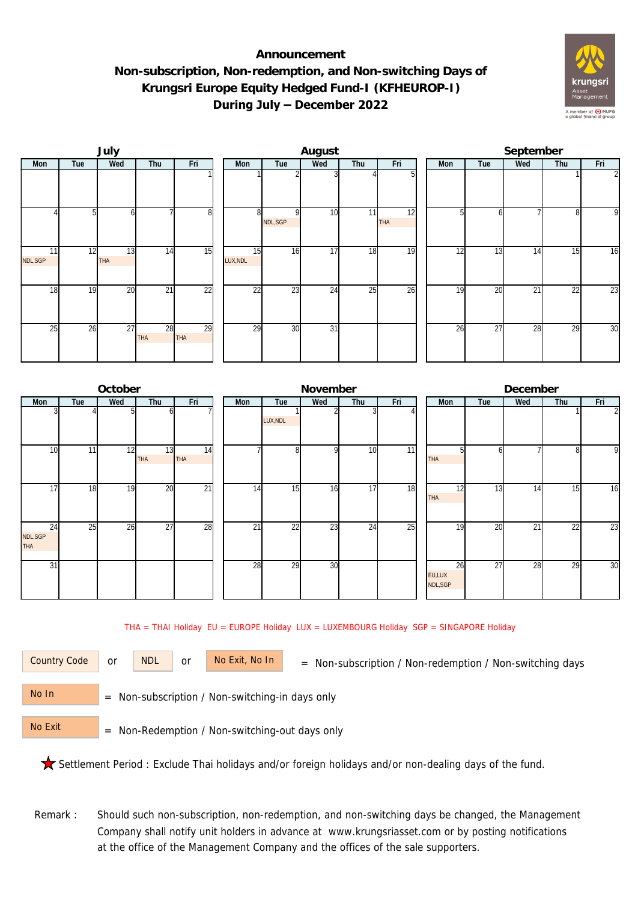**Announcement**
**Non-subscription, Non-redemption, and Non-switching Days of Krungsri Europe Equity Hedged Fund-I (KFHEUROP-I)**
**During July – December 2022**

### July

| Mon | Tue | Wed | Thu | Fri |
|---|---|---|---|---|
| | | | | 1 |
| 4 | 5 | 6 | 7 | 8 |
| 11 NDL,SGP | 12 | 13 THA | 14 | 15 |
| 18 | 19 | 20 | 21 | 22 |
| 25 | 26 | 27 | 28 THA | 29 THA |

### August

| Mon | Tue | Wed | Thu | Fri |
|---|---|---|---|---|
| 1 | 2 | 3 | 4 | 5 |
| 8 | 9 NDL,SGP | 10 | 11 | 12 THA |
| 15 LUX,NDL | 16 | 17 | 18 | 19 |
| 22 | 23 | 24 | 25 | 26 |
| 29 | 30 | 31 | | |

### September

| Mon | Tue | Wed | Thu | Fri |
|---|---|---|---|---|
| | | | 1 | 2 |
| 5 | 6 | 7 | 8 | 9 |
| 12 | 13 | 14 | 15 | 16 |
| 19 | 20 | 21 | 22 | 23 |
| 26 | 27 | 28 | 29 | 30 |

### October

| Mon | Tue | Wed | Thu | Fri |
|---|---|---|---|---|
| 3 | 4 | 5 | 6 | 7 |
| 10 | 11 | 12 | 13 THA | 14 THA |
| 17 | 18 | 19 | 20 | 21 |
| 24 NDL,SGP THA | 25 | 26 | 27 | 28 |
| 31 | | | | |

### November

| Mon | Tue | Wed | Thu | Fri |
|---|---|---|---|---|
| | 1 LUX,NDL | 2 | 3 | 4 |
| 7 | 8 | 9 | 10 | 11 |
| 14 | 15 | 16 | 17 | 18 |
| 21 | 22 | 23 | 24 | 25 |
| 28 | 29 | 30 | | |

### December

| Mon | Tue | Wed | Thu | Fri |
|---|---|---|---|---|
| | | | 1 | 2 |
| 5 THA | 6 | 7 | 8 | 9 |
| 12 THA | 13 | 14 | 15 | 16 |
| 19 | 20 | 21 | 22 | 23 |
| 26 EU,LUX NDL,SGP | 27 | 28 | 29 | 30 |

THA = THAI Holiday EU = EUROPE Holiday LUX = LUXEMBOURG Holiday SGP = SINGAPORE Holiday

Country Code or NDL or No Exit, No In = Non-subscription / Non-redemption / Non-switching days

No In = Non-subscription / Non-switching-in days only

No Exit = Non-Redemption / Non-switching-out days only

★ Settlement Period : Exclude Thai holidays and/or foreign holidays and/or non-dealing days of the fund.

Remark : Should such non-subscription, non-redemption, and non-switching days be changed, the Management Company shall notify unit holders in advance at www.krungsriasset.com or by posting notifications at the office of the Management Company and the offices of the sale supporters.